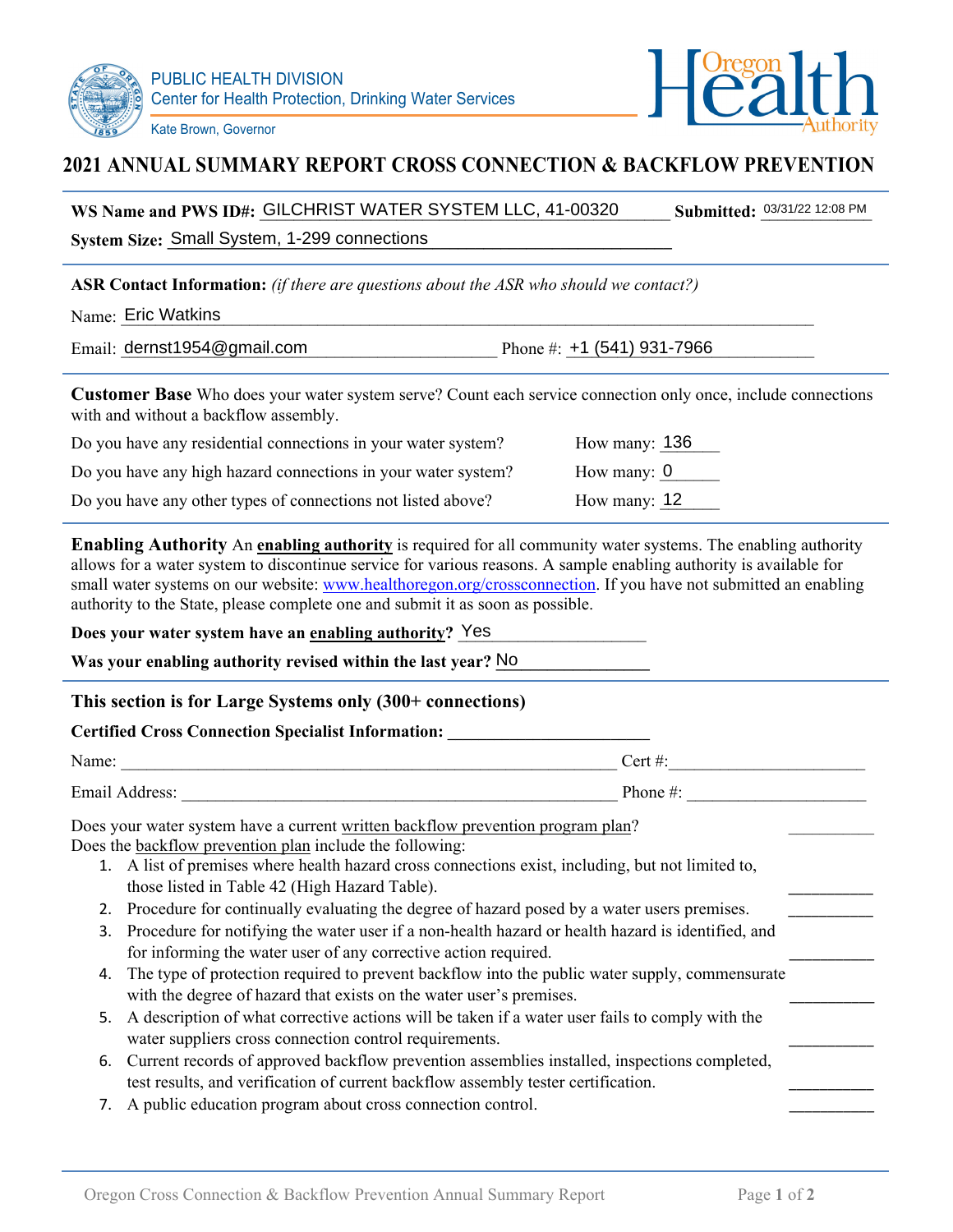PUBLIC HEALTH DIVISION
Center for Health Protection, Drinking Water Services

Kate Brown, Governor

# 2021 ANNUAL SUMMARY REPORT CROSS CONNECTION & BACKFLOW PREVENTION

**WS Name and PWS ID#:** GILCHRIST WATER SYSTEM LLC, 41-00320 **Submitted:** 03/31/22 12:08 PM

**System Size:** Small System, 1-299 connections

**ASR Contact Information:** *(if there are questions about the ASR who should we contact?)*

Name: Eric Watkins

Email: dernst1954@gmail.com Phone #: +1 (541) 931-7966

**Customer Base** Who does your water system serve? Count each service connection only once, include connections with and without a backflow assembly.

Do you have any residential connections in your water system? How many: 136

Do you have any high hazard connections in your water system? How many: 0

Do you have any other types of connections not listed above? How many: 12

**Enabling Authority** An **enabling authority** is required for all community water systems. The enabling authority allows for a water system to discontinue service for various reasons. A sample enabling authority is available for small water systems on our website: www.healthoregon.org/crossconnection. If you have not submitted an enabling authority to the State, please complete one and submit it as soon as possible.

**Does your water system have an enabling authority?** Yes

**Was your enabling authority revised within the last year?** No

**This section is for Large Systems only (300+ connections)**

**Certified Cross Connection Specialist Information:** ______________________

Name: ______________________ Cert #: ______________________

Email Address: ______________________ Phone #: ______________________

Does your water system have a current written backflow prevention program plan? __________

Does the backflow prevention plan include the following:

1. A list of premises where health hazard cross connections exist, including, but not limited to, those listed in Table 42 (High Hazard Table). __________
2. Procedure for continually evaluating the degree of hazard posed by a water users premises. __________
3. Procedure for notifying the water user if a non-health hazard or health hazard is identified, and for informing the water user of any corrective action required. __________
4. The type of protection required to prevent backflow into the public water supply, commensurate with the degree of hazard that exists on the water user's premises. __________
5. A description of what corrective actions will be taken if a water user fails to comply with the water suppliers cross connection control requirements. __________
6. Current records of approved backflow prevention assemblies installed, inspections completed, test results, and verification of current backflow assembly tester certification. __________
7. A public education program about cross connection control. __________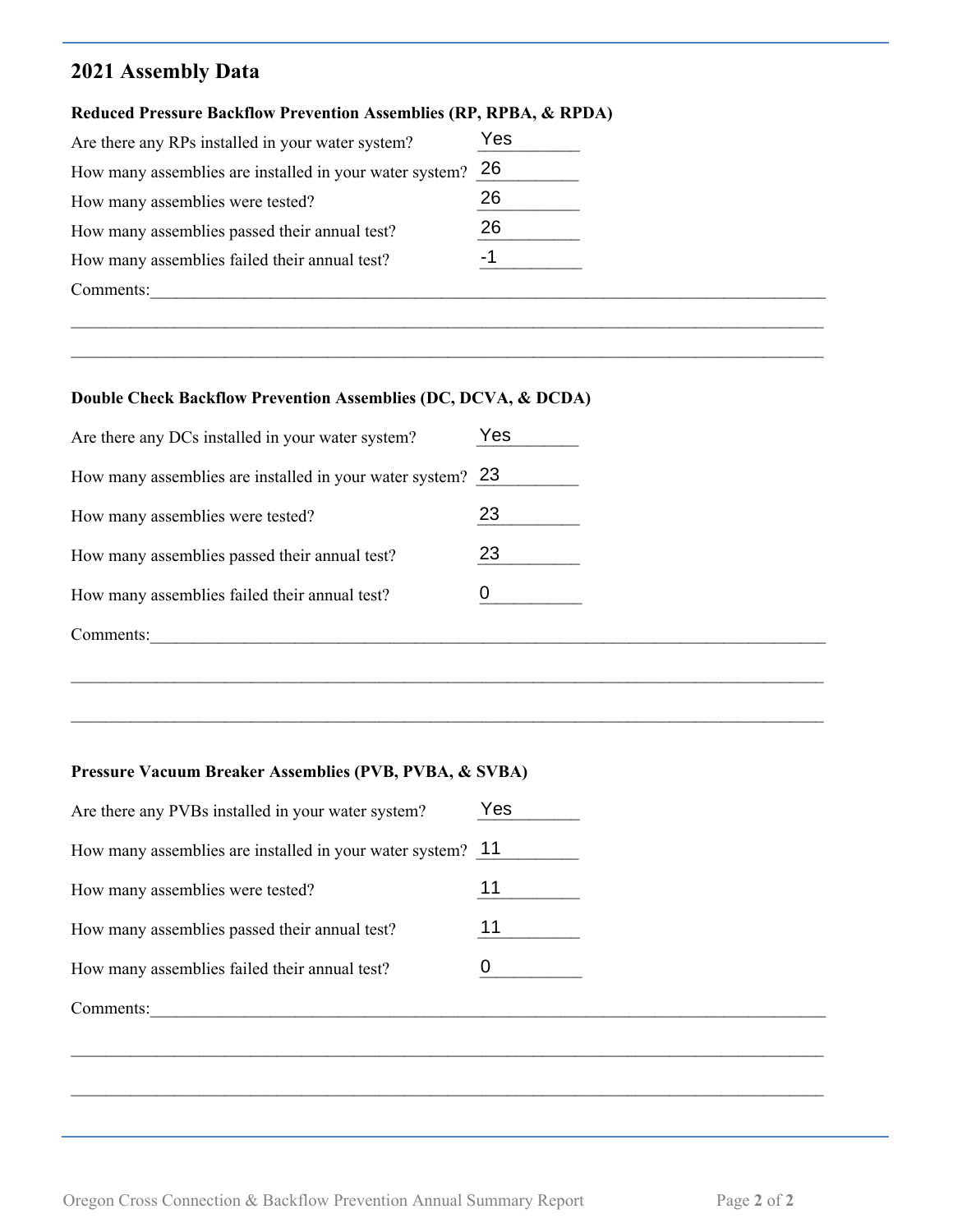## 2021 Assembly Data

### Reduced Pressure Backflow Prevention Assemblies (RP, RPBA, & RPDA)

Are there any RPs installed in your water system? Yes

How many assemblies are installed in your water system? 26

How many assemblies were tested? 26

How many assemblies passed their annual test? 26

How many assemblies failed their annual test? -1

Comments:

### Double Check Backflow Prevention Assemblies (DC, DCVA, & DCDA)

Are there any DCs installed in your water system? Yes

How many assemblies are installed in your water system? 23

How many assemblies were tested? 23

How many assemblies passed their annual test? 23

How many assemblies failed their annual test? 0

Comments:

### Pressure Vacuum Breaker Assemblies (PVB, PVBA, & SVBA)

Are there any PVBs installed in your water system? Yes

How many assemblies are installed in your water system? 11

How many assemblies were tested? 11

How many assemblies passed their annual test? 11

How many assemblies failed their annual test? 0

Comments: